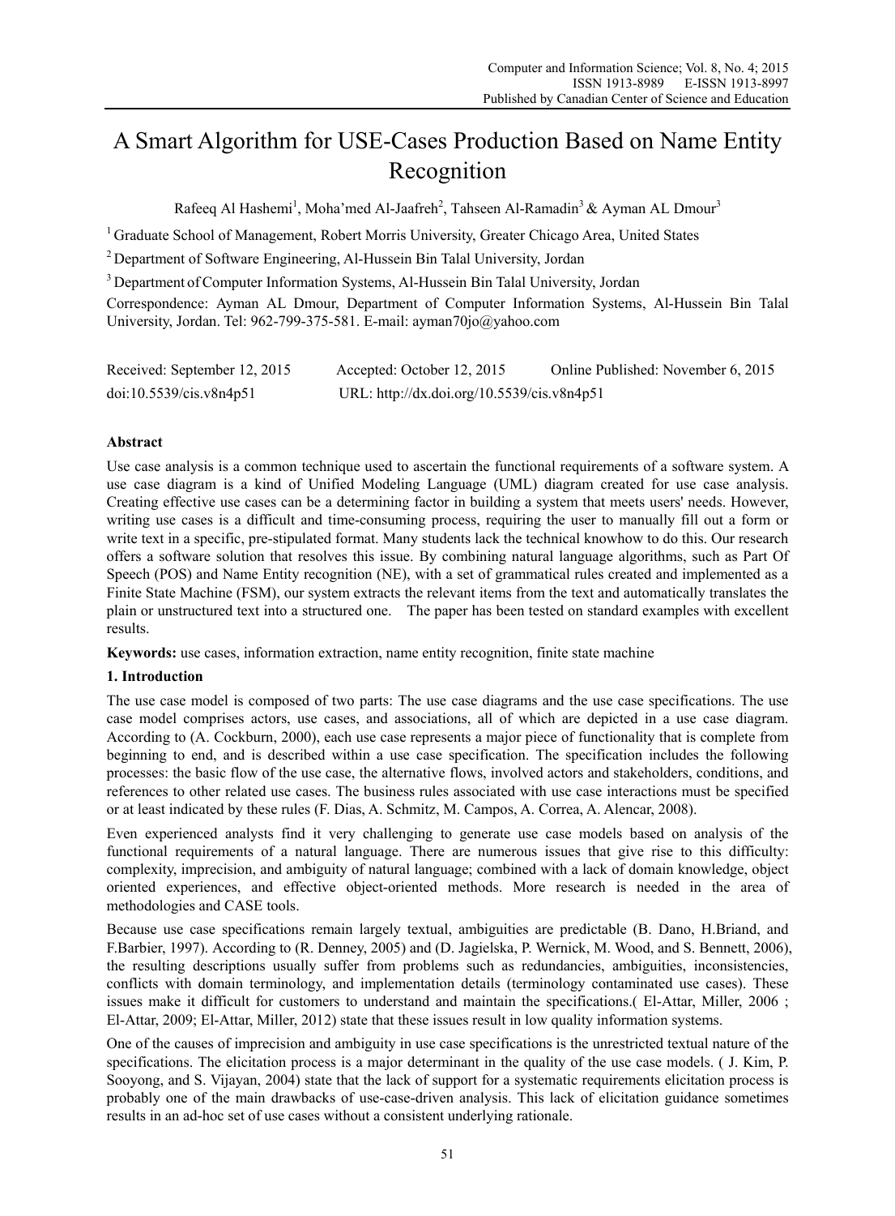# A Smart Algorithm for USE-Cases Production Based on Name Entity Recognition

Rafeeq Al Hashemi[1], Moha'med Al-Jaafreh[2], Tahseen Al-Ramadin[3] & Ayman AL Dmour[3]

[1] Graduate School of Management, Robert Morris University, Greater Chicago Area, United States

[2] Department of Software Engineering, Al-Hussein Bin Talal University, Jordan

[3] Department of Computer Information Systems, Al-Hussein Bin Talal University, Jordan

Correspondence: Ayman AL Dmour, Department of Computer Information Systems, Al-Hussein Bin Talal University, Jordan. Tel: 962-799-375-581. E-mail: ayman70jo@yahoo.com

Received: September 12, 2015 Accepted: October 12, 2015 Online Published: November 6, 2015

doi:10.5539/cis.v8n4p51 URL: http://dx.doi.org/10.5539/cis.v8n4p51

## Abstract

Use case analysis is a common technique used to ascertain the functional requirements of a software system. A use case diagram is a kind of Unified Modeling Language (UML) diagram created for use case analysis. Creating effective use cases can be a determining factor in building a system that meets users' needs. However, writing use cases is a difficult and time-consuming process, requiring the user to manually fill out a form or write text in a specific, pre-stipulated format. Many students lack the technical knowhow to do this. Our research offers a software solution that resolves this issue. By combining natural language algorithms, such as Part Of Speech (POS) and Name Entity recognition (NE), with a set of grammatical rules created and implemented as a Finite State Machine (FSM), our system extracts the relevant items from the text and automatically translates the plain or unstructured text into a structured one. The paper has been tested on standard examples with excellent results.

**Keywords:** use cases, information extraction, name entity recognition, finite state machine

## 1. Introduction

The use case model is composed of two parts: The use case diagrams and the use case specifications. The use case model comprises actors, use cases, and associations, all of which are depicted in a use case diagram. According to (A. Cockburn, 2000), each use case represents a major piece of functionality that is complete from beginning to end, and is described within a use case specification. The specification includes the following processes: the basic flow of the use case, the alternative flows, involved actors and stakeholders, conditions, and references to other related use cases. The business rules associated with use case interactions must be specified or at least indicated by these rules (F. Dias, A. Schmitz, M. Campos, A. Correa, A. Alencar, 2008).

Even experienced analysts find it very challenging to generate use case models based on analysis of the functional requirements of a natural language. There are numerous issues that give rise to this difficulty: complexity, imprecision, and ambiguity of natural language; combined with a lack of domain knowledge, object oriented experiences, and effective object-oriented methods. More research is needed in the area of methodologies and CASE tools.

Because use case specifications remain largely textual, ambiguities are predictable (B. Dano, H.Briand, and F.Barbier, 1997). According to (R. Denney, 2005) and (D. Jagielska, P. Wernick, M. Wood, and S. Bennett, 2006), the resulting descriptions usually suffer from problems such as redundancies, ambiguities, inconsistencies, conflicts with domain terminology, and implementation details (terminology contaminated use cases). These issues make it difficult for customers to understand and maintain the specifications.( El-Attar, Miller, 2006 ; El-Attar, 2009; El-Attar, Miller, 2012) state that these issues result in low quality information systems.

One of the causes of imprecision and ambiguity in use case specifications is the unrestricted textual nature of the specifications. The elicitation process is a major determinant in the quality of the use case models. ( J. Kim, P. Sooyong, and S. Vijayan, 2004) state that the lack of support for a systematic requirements elicitation process is probably one of the main drawbacks of use-case-driven analysis. This lack of elicitation guidance sometimes results in an ad-hoc set of use cases without a consistent underlying rationale.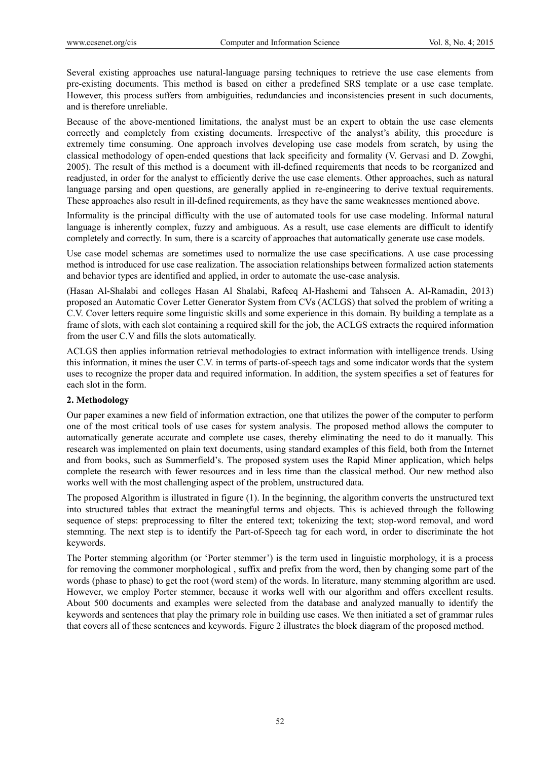Several existing approaches use natural-language parsing techniques to retrieve the use case elements from pre-existing documents. This method is based on either a predefined SRS template or a use case template. However, this process suffers from ambiguities, redundancies and inconsistencies present in such documents, and is therefore unreliable.

Because of the above-mentioned limitations, the analyst must be an expert to obtain the use case elements correctly and completely from existing documents. Irrespective of the analyst's ability, this procedure is extremely time consuming. One approach involves developing use case models from scratch, by using the classical methodology of open-ended questions that lack specificity and formality (V. Gervasi and D. Zowghi, 2005). The result of this method is a document with ill-defined requirements that needs to be reorganized and readjusted, in order for the analyst to efficiently derive the use case elements. Other approaches, such as natural language parsing and open questions, are generally applied in re-engineering to derive textual requirements. These approaches also result in ill-defined requirements, as they have the same weaknesses mentioned above.

Informality is the principal difficulty with the use of automated tools for use case modeling. Informal natural language is inherently complex, fuzzy and ambiguous. As a result, use case elements are difficult to identify completely and correctly. In sum, there is a scarcity of approaches that automatically generate use case models.

Use case model schemas are sometimes used to normalize the use case specifications. A use case processing method is introduced for use case realization. The association relationships between formalized action statements and behavior types are identified and applied, in order to automate the use-case analysis.

(Hasan Al-Shalabi and colleges Hasan Al Shalabi, Rafeeq Al-Hashemi and Tahseen A. Al-Ramadin, 2013) proposed an Automatic Cover Letter Generator System from CVs (ACLGS) that solved the problem of writing a C.V. Cover letters require some linguistic skills and some experience in this domain. By building a template as a frame of slots, with each slot containing a required skill for the job, the ACLGS extracts the required information from the user C.V and fills the slots automatically.

ACLGS then applies information retrieval methodologies to extract information with intelligence trends. Using this information, it mines the user C.V. in terms of parts-of-speech tags and some indicator words that the system uses to recognize the proper data and required information. In addition, the system specifies a set of features for each slot in the form.

## 2. Methodology

Our paper examines a new field of information extraction, one that utilizes the power of the computer to perform one of the most critical tools of use cases for system analysis. The proposed method allows the computer to automatically generate accurate and complete use cases, thereby eliminating the need to do it manually. This research was implemented on plain text documents, using standard examples of this field, both from the Internet and from books, such as Summerfield's. The proposed system uses the Rapid Miner application, which helps complete the research with fewer resources and in less time than the classical method. Our new method also works well with the most challenging aspect of the problem, unstructured data.

The proposed Algorithm is illustrated in figure (1). In the beginning, the algorithm converts the unstructured text into structured tables that extract the meaningful terms and objects. This is achieved through the following sequence of steps: preprocessing to filter the entered text; tokenizing the text; stop-word removal, and word stemming. The next step is to identify the Part-of-Speech tag for each word, in order to discriminate the hot keywords.

The Porter stemming algorithm (or 'Porter stemmer') is the term used in linguistic morphology, it is a process for removing the commoner morphological , suffix and prefix from the word, then by changing some part of the words (phase to phase) to get the root (word stem) of the words. In literature, many stemming algorithm are used. However, we employ Porter stemmer, because it works well with our algorithm and offers excellent results. About 500 documents and examples were selected from the database and analyzed manually to identify the keywords and sentences that play the primary role in building use cases. We then initiated a set of grammar rules that covers all of these sentences and keywords. Figure 2 illustrates the block diagram of the proposed method.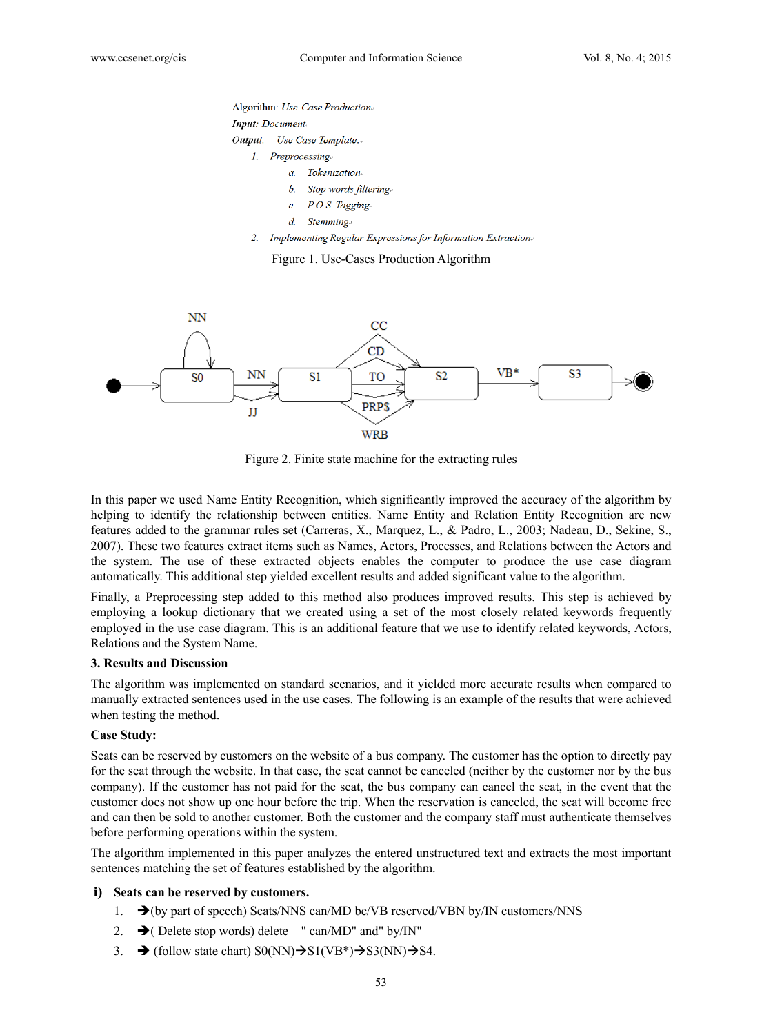Algorithm: *Use-Case Production*

*Input: Document*

*Output: Use Case Template:*

1. *Preprocessing*
   a. *Tokenization*
   b. *Stop words filtering*
   c. *P.O.S. Tagging*
   d. *Stemming*
2. *Implementing Regular Expressions for Information Extraction*

Figure 1. Use-Cases Production Algorithm

NN
S0
NN
JJ
S1
CC
CD
TO
PRP$
WRB
S2
VB*
S3

Figure 2. Finite state machine for the extracting rules

In this paper we used Name Entity Recognition, which significantly improved the accuracy of the algorithm by helping to identify the relationship between entities. Name Entity and Relation Entity Recognition are new features added to the grammar rules set (Carreras, X., Marquez, L., & Padro, L., 2003; Nadeau, D., Sekine, S., 2007). These two features extract items such as Names, Actors, Processes, and Relations between the Actors and the system. The use of these extracted objects enables the computer to produce the use case diagram automatically. This additional step yielded excellent results and added significant value to the algorithm.

Finally, a Preprocessing step added to this method also produces improved results. This step is achieved by employing a lookup dictionary that we created using a set of the most closely related keywords frequently employed in the use case diagram. This is an additional feature that we use to identify related keywords, Actors, Relations and the System Name.

## 3. Results and Discussion

The algorithm was implemented on standard scenarios, and it yielded more accurate results when compared to manually extracted sentences used in the use cases. The following is an example of the results that were achieved when testing the method.

**Case Study:**

Seats can be reserved by customers on the website of a bus company. The customer has the option to directly pay for the seat through the website. In that case, the seat cannot be canceled (neither by the customer nor by the bus company). If the customer has not paid for the seat, the bus company can cancel the seat, in the event that the customer does not show up one hour before the trip. When the reservation is canceled, the seat will become free and can then be sold to another customer. Both the customer and the company staff must authenticate themselves before performing operations within the system.

The algorithm implemented in this paper analyzes the entered unstructured text and extracts the most important sentences matching the set of features established by the algorithm.

**i) Seats can be reserved by customers.**

1. ➔(by part of speech) Seats/NNS can/MD be/VB reserved/VBN by/IN customers/NNS
2. ➔( Delete stop words) delete " can/MD" and" by/IN"
3. ➔ (follow state chart) S0(NN)➔S1(VB*)➔S3(NN)➔S4.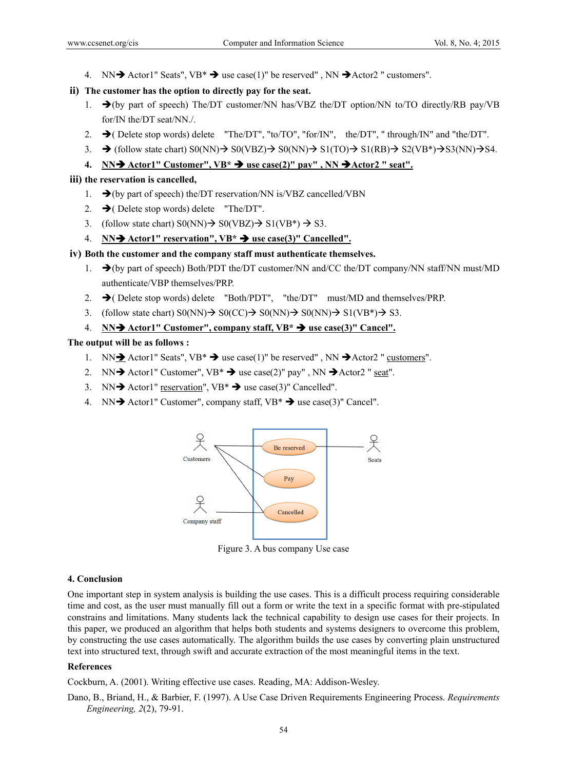4. NN➔ Actor1" Seats", VB* ➔ use case(1)" be reserved" , NN ➔Actor2 " customers".

**ii) The customer has the option to directly pay for the seat.**

1. ➔(by part of speech) The/DT customer/NN has/VBZ the/DT option/NN to/TO directly/RB pay/VB for/IN the/DT seat/NN./.
2. ➔( Delete stop words) delete "The/DT", "to/TO", "for/IN", the/DT", " through/IN" and "the/DT".
3. ➔ (follow state chart) S0(NN)➔ S0(VBZ)➔ S0(NN)➔ S1(TO)➔ S1(RB)➔ S2(VB*)➔S3(NN)➔S4.
4. **NN➔ Actor1" Customer", VB* ➔ use case(2)" pay" , NN ➔Actor2 " seat".**

**iii) the reservation is cancelled,**

1. ➔(by part of speech) the/DT reservation/NN is/VBZ cancelled/VBN
2. ➔( Delete stop words) delete "The/DT".
3. (follow state chart) S0(NN)➔ S0(VBZ)➔ S1(VB*) ➔ S3.
4. **NN➔ Actor1" reservation", VB* ➔ use case(3)" Cancelled".**

**iv) Both the customer and the company staff must authenticate themselves.**

1. ➔(by part of speech) Both/PDT the/DT customer/NN and/CC the/DT company/NN staff/NN must/MD authenticate/VBP themselves/PRP.
2. ➔( Delete stop words) delete "Both/PDT", "the/DT" must/MD and themselves/PRP.
3. (follow state chart) S0(NN)➔ S0(CC)➔ S0(NN)➔ S0(NN)➔ S1(VB*)➔ S3.
4. **NN➔ Actor1" Customer", company staff, VB* ➔ use case(3)" Cancel".**

**The output will be as follows :**

1. NN➔ Actor1" Seats", VB* ➔ use case(1)" be reserved" , NN ➔Actor2 " customers".
2. NN➔ Actor1" Customer", VB* ➔ use case(2)" pay" , NN ➔Actor2 " seat".
3. NN➔ Actor1" reservation", VB* ➔ use case(3)" Cancelled".
4. NN➔ Actor1" Customer", company staff, VB* ➔ use case(3)" Cancel".

Figure 3. A bus company Use case

## 4. Conclusion

One important step in system analysis is building the use cases. This is a difficult process requiring considerable time and cost, as the user must manually fill out a form or write the text in a specific format with pre-stipulated constrains and limitations. Many students lack the technical capability to design use cases for their projects. In this paper, we produced an algorithm that helps both students and systems designers to overcome this problem, by constructing the use cases automatically. The algorithm builds the use cases by converting plain unstructured text into structured text, through swift and accurate extraction of the most meaningful items in the text.

## References

Cockburn, A. (2001). Writing effective use cases. Reading, MA: Addison-Wesley.

Dano, B., Briand, H., & Barbier, F. (1997). A Use Case Driven Requirements Engineering Process. *Requirements Engineering, 2*(2), 79-91.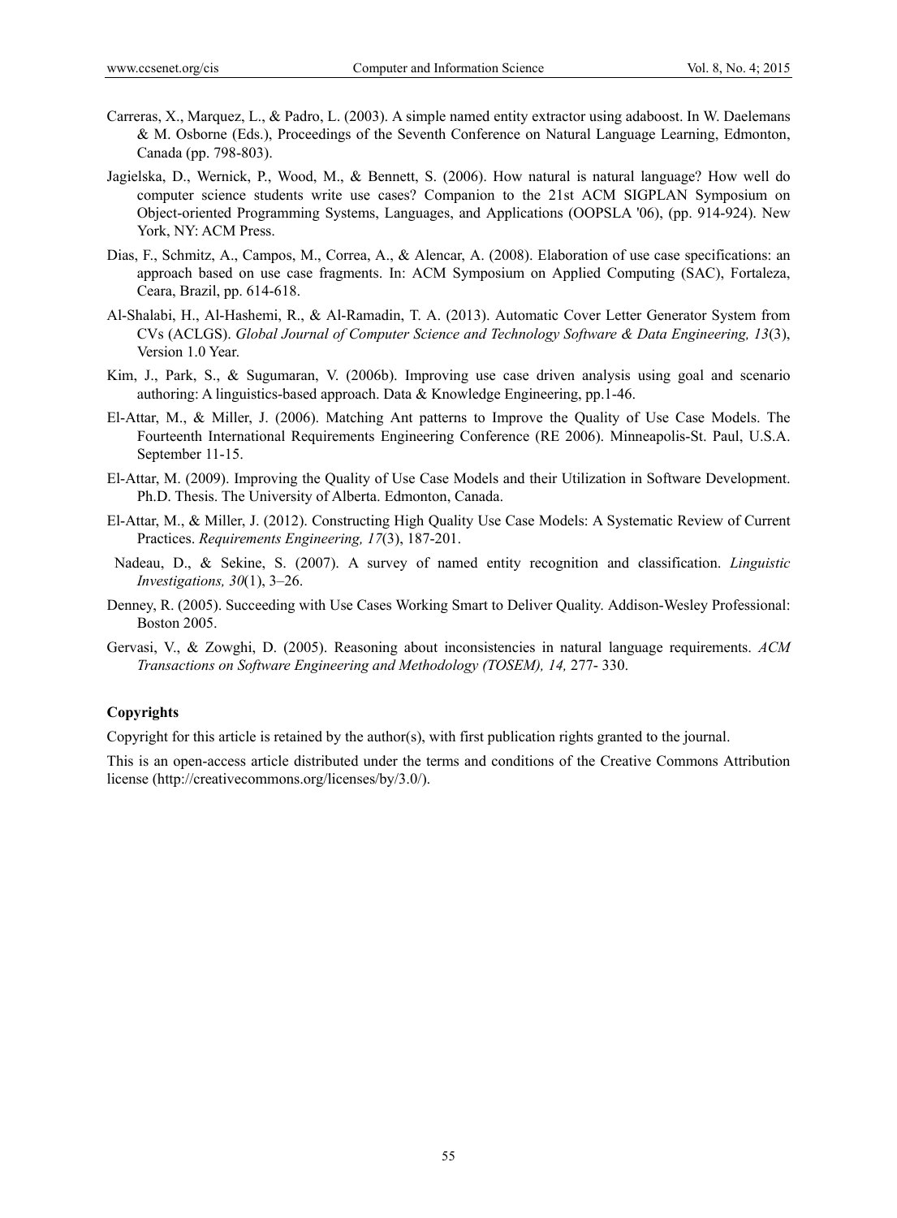Carreras, X., Marquez, L., & Padro, L. (2003). A simple named entity extractor using adaboost. In W. Daelemans & M. Osborne (Eds.), Proceedings of the Seventh Conference on Natural Language Learning, Edmonton, Canada (pp. 798-803).

Jagielska, D., Wernick, P., Wood, M., & Bennett, S. (2006). How natural is natural language? How well do computer science students write use cases? Companion to the 21st ACM SIGPLAN Symposium on Object-oriented Programming Systems, Languages, and Applications (OOPSLA '06), (pp. 914-924). New York, NY: ACM Press.

Dias, F., Schmitz, A., Campos, M., Correa, A., & Alencar, A. (2008). Elaboration of use case specifications: an approach based on use case fragments. In: ACM Symposium on Applied Computing (SAC), Fortaleza, Ceara, Brazil, pp. 614-618.

Al-Shalabi, H., Al-Hashemi, R., & Al-Ramadin, T. A. (2013). Automatic Cover Letter Generator System from CVs (ACLGS). *Global Journal of Computer Science and Technology Software & Data Engineering, 13*(3), Version 1.0 Year.

Kim, J., Park, S., & Sugumaran, V. (2006b). Improving use case driven analysis using goal and scenario authoring: A linguistics-based approach. Data & Knowledge Engineering, pp.1-46.

El-Attar, M., & Miller, J. (2006). Matching Ant patterns to Improve the Quality of Use Case Models. The Fourteenth International Requirements Engineering Conference (RE 2006). Minneapolis-St. Paul, U.S.A. September 11-15.

El-Attar, M. (2009). Improving the Quality of Use Case Models and their Utilization in Software Development. Ph.D. Thesis. The University of Alberta. Edmonton, Canada.

El-Attar, M., & Miller, J. (2012). Constructing High Quality Use Case Models: A Systematic Review of Current Practices. *Requirements Engineering, 17*(3), 187-201.

Nadeau, D., & Sekine, S. (2007). A survey of named entity recognition and classification. *Linguistic Investigations, 30*(1), 3–26.

Denney, R. (2005). Succeeding with Use Cases Working Smart to Deliver Quality. Addison-Wesley Professional: Boston 2005.

Gervasi, V., & Zowghi, D. (2005). Reasoning about inconsistencies in natural language requirements. *ACM Transactions on Software Engineering and Methodology (TOSEM), 14,* 277- 330.

**Copyrights**

Copyright for this article is retained by the author(s), with first publication rights granted to the journal.

This is an open-access article distributed under the terms and conditions of the Creative Commons Attribution license (http://creativecommons.org/licenses/by/3.0/).